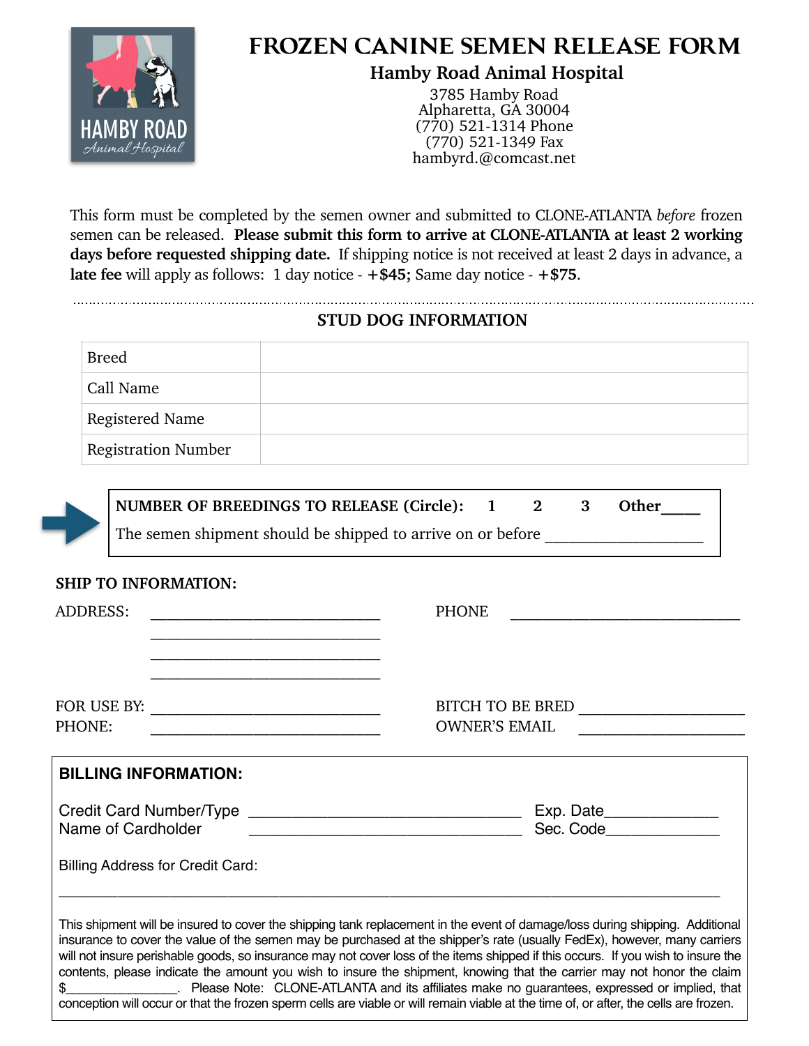# FROZEN CANINE SEMEN RELEASE FORM

**Hamby Road Animal Hospital**
3785 Hamby Road
Alpharetta, GA 30004
(770) 521-1314 Phone
(770) 521-1349 Fax
hambyrd.@comcast.net

This form must be completed by the semen owner and submitted to CLONE-ATLANTA *before* frozen semen can be released. **Please submit this form to arrive at CLONE-ATLANTA at least 2 working days before requested shipping date.** If shipping notice is not received at least 2 days in advance, a **late fee** will apply as follows: 1 day notice - **+$45;** Same day notice - **+$75**.

## STUD DOG INFORMATION

| Breed | |
|---|---|
| Call Name | |
| Registered Name | |
| Registration Number | |

**NUMBER OF BREEDINGS TO RELEASE (Circle): 1 2 3 Other____**
The semen shipment should be shipped to arrive on or before ___________________

**SHIP TO INFORMATION:**

ADDRESS: ____________________________
____________________________
____________________________
____________________________

PHONE ____________________________

FOR USE BY: ____________________________
PHONE: ____________________________

BITCH TO BE BRED ____________________
OWNER'S EMAIL ____________________

**BILLING INFORMATION:**

Credit Card Number/Type ______________________________ Exp. Date____________
Name of Cardholder ______________________________ Sec. Code____________

Billing Address for Credit Card:

______________________________________________________________________

This shipment will be insured to cover the shipping tank replacement in the event of damage/loss during shipping. Additional insurance to cover the value of the semen may be purchased at the shipper's rate (usually FedEx), however, many carriers will not insure perishable goods, so insurance may not cover loss of the items shipped if this occurs. If you wish to insure the contents, please indicate the amount you wish to insure the shipment, knowing that the carrier may not honor the claim $_______________. Please Note: CLONE-ATLANTA and its affiliates make no guarantees, expressed or implied, that conception will occur or that the frozen sperm cells are viable or will remain viable at the time of, or after, the cells are frozen.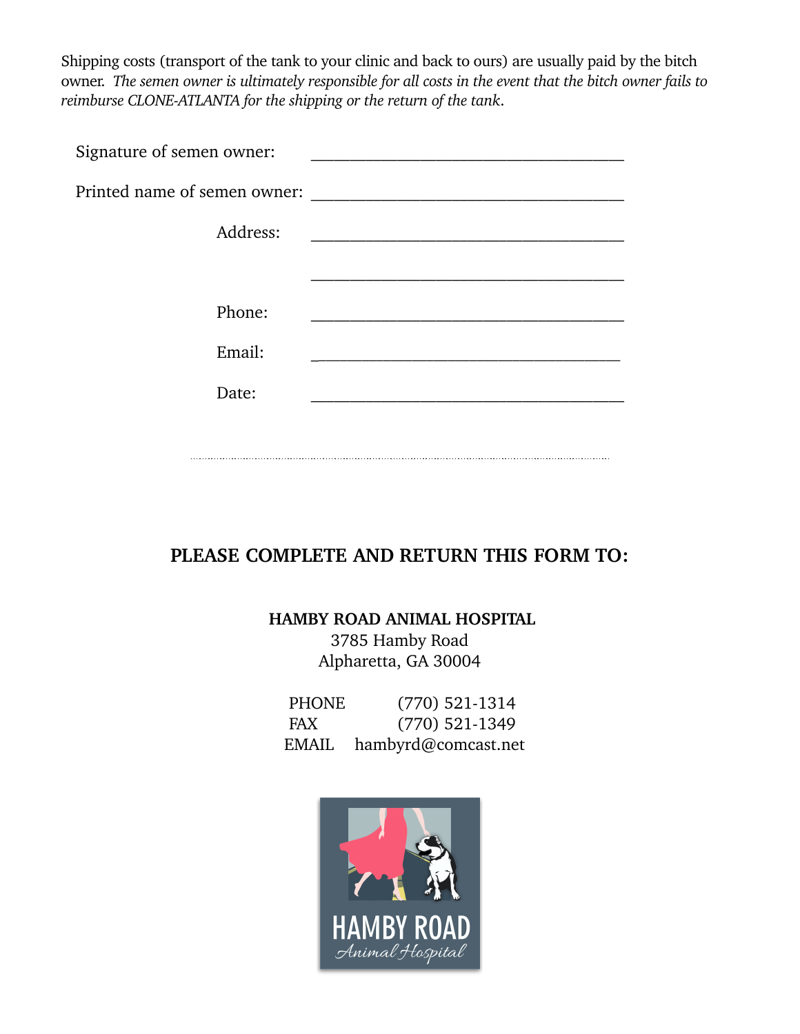Shipping costs (transport of the tank to your clinic and back to ours) are usually paid by the bitch owner. *The semen owner is ultimately responsible for all costs in the event that the bitch owner fails to reimburse CLONE-ATLANTA for the shipping or the return of the tank.*

Signature of semen owner: ____________________________________

Printed name of semen owner: ____________________________________

Address: ____________________________________

____________________________________

Phone: ____________________________________

Email: ____________________________________

Date: ____________________________________

---

## PLEASE COMPLETE AND RETURN THIS FORM TO:

**HAMBY ROAD ANIMAL HOSPITAL**
3785 Hamby Road
Alpharetta, GA 30004

PHONE (770) 521-1314
FAX (770) 521-1349
EMAIL hambyrd@comcast.net

HAMBY ROAD
Animal Hospital